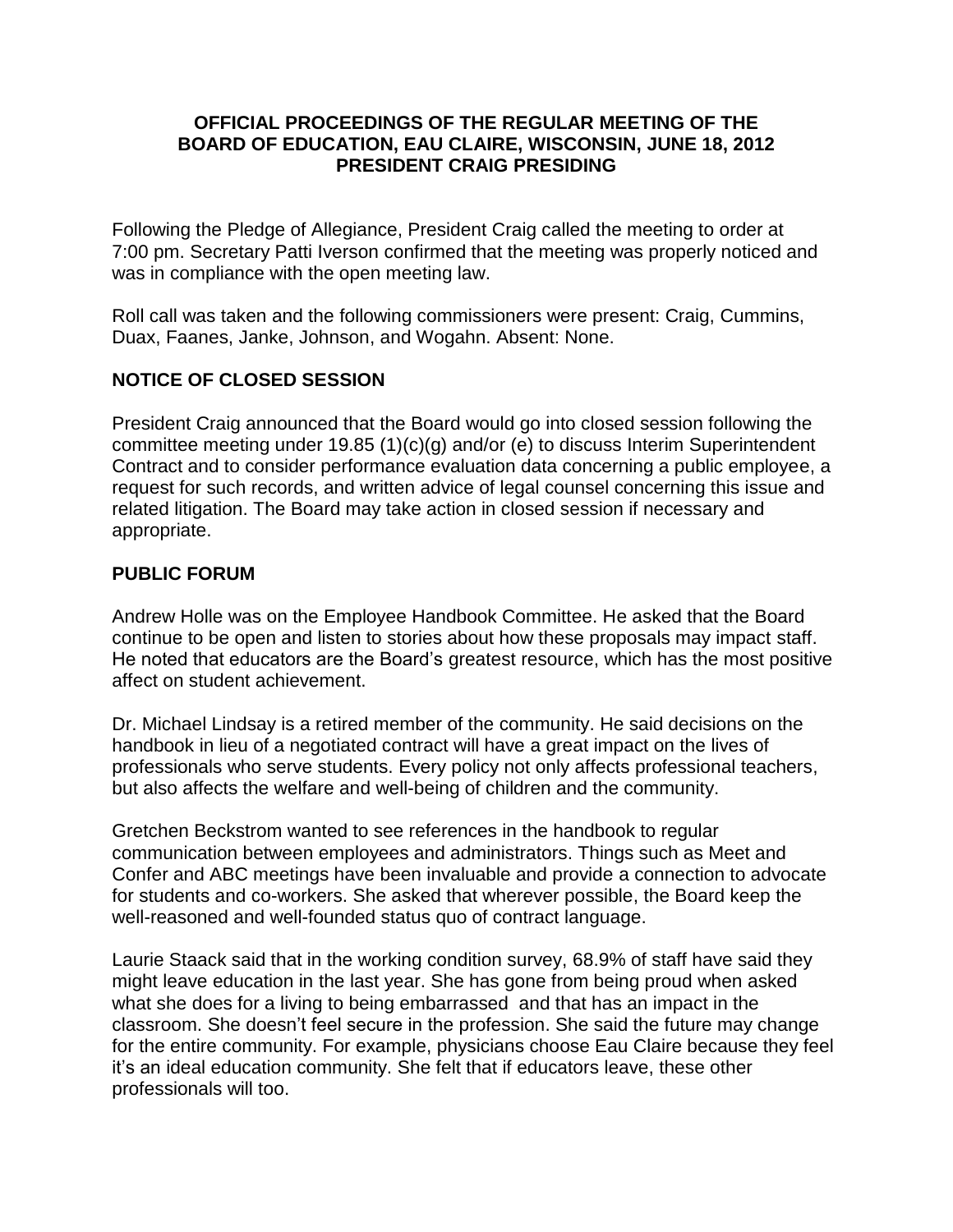# OFFICIAL PROCEEDINGS OF THE REGULAR MEETING OF THE BOARD OF EDUCATION, EAU CLAIRE, WISCONSIN, JUNE 18, 2012 PRESIDENT CRAIG PRESIDING

Following the Pledge of Allegiance, President Craig called the meeting to order at 7:00 pm. Secretary Patti Iverson confirmed that the meeting was properly noticed and was in compliance with the open meeting law.

Roll call was taken and the following commissioners were present: Craig, Cummins, Duax, Faanes, Janke, Johnson, and Wogahn. Absent: None.

## NOTICE OF CLOSED SESSION

President Craig announced that the Board would go into closed session following the committee meeting under 19.85 (1)(c)(g) and/or (e) to discuss Interim Superintendent Contract and to consider performance evaluation data concerning a public employee, a request for such records, and written advice of legal counsel concerning this issue and related litigation. The Board may take action in closed session if necessary and appropriate.

## PUBLIC FORUM

Andrew Holle was on the Employee Handbook Committee. He asked that the Board continue to be open and listen to stories about how these proposals may impact staff. He noted that educators are the Board's greatest resource, which has the most positive affect on student achievement.

Dr. Michael Lindsay is a retired member of the community. He said decisions on the handbook in lieu of a negotiated contract will have a great impact on the lives of professionals who serve students. Every policy not only affects professional teachers, but also affects the welfare and well-being of children and the community.

Gretchen Beckstrom wanted to see references in the handbook to regular communication between employees and administrators. Things such as Meet and Confer and ABC meetings have been invaluable and provide a connection to advocate for students and co-workers. She asked that wherever possible, the Board keep the well-reasoned and well-founded status quo of contract language.

Laurie Staack said that in the working condition survey, 68.9% of staff have said they might leave education in the last year. She has gone from being proud when asked what she does for a living to being embarrassed and that has an impact in the classroom. She doesn't feel secure in the profession. She said the future may change for the entire community. For example, physicians choose Eau Claire because they feel it's an ideal education community. She felt that if educators leave, these other professionals will too.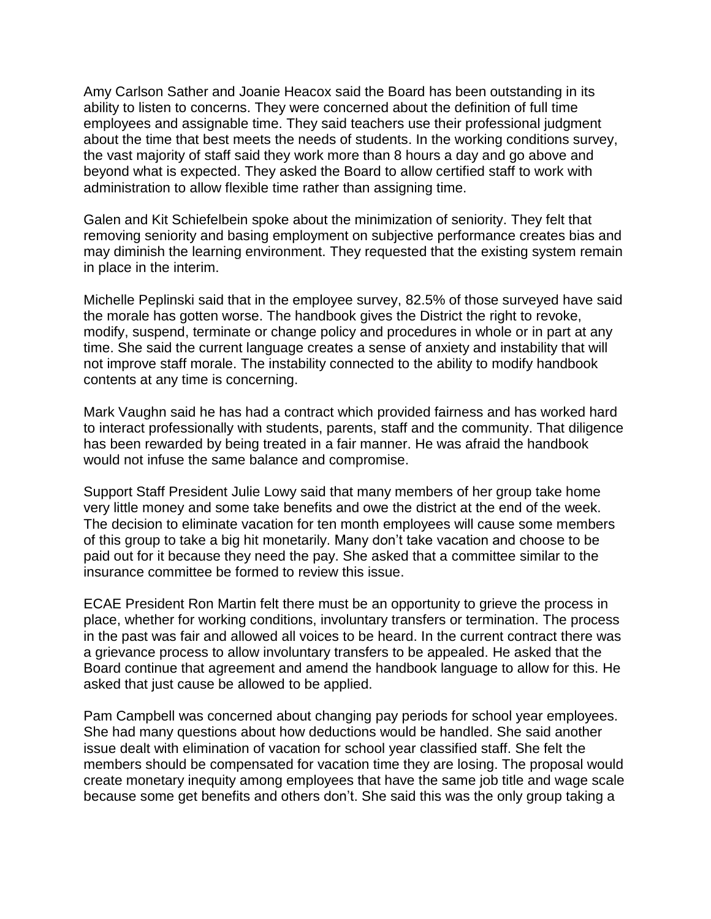Amy Carlson Sather and Joanie Heacox said the Board has been outstanding in its ability to listen to concerns. They were concerned about the definition of full time employees and assignable time. They said teachers use their professional judgment about the time that best meets the needs of students. In the working conditions survey, the vast majority of staff said they work more than 8 hours a day and go above and beyond what is expected. They asked the Board to allow certified staff to work with administration to allow flexible time rather than assigning time.

Galen and Kit Schiefelbein spoke about the minimization of seniority. They felt that removing seniority and basing employment on subjective performance creates bias and may diminish the learning environment. They requested that the existing system remain in place in the interim.

Michelle Peplinski said that in the employee survey, 82.5% of those surveyed have said the morale has gotten worse. The handbook gives the District the right to revoke, modify, suspend, terminate or change policy and procedures in whole or in part at any time. She said the current language creates a sense of anxiety and instability that will not improve staff morale. The instability connected to the ability to modify handbook contents at any time is concerning.

Mark Vaughn said he has had a contract which provided fairness and has worked hard to interact professionally with students, parents, staff and the community. That diligence has been rewarded by being treated in a fair manner. He was afraid the handbook would not infuse the same balance and compromise.

Support Staff President Julie Lowy said that many members of her group take home very little money and some take benefits and owe the district at the end of the week. The decision to eliminate vacation for ten month employees will cause some members of this group to take a big hit monetarily. Many don't take vacation and choose to be paid out for it because they need the pay. She asked that a committee similar to the insurance committee be formed to review this issue.

ECAE President Ron Martin felt there must be an opportunity to grieve the process in place, whether for working conditions, involuntary transfers or termination. The process in the past was fair and allowed all voices to be heard. In the current contract there was a grievance process to allow involuntary transfers to be appealed. He asked that the Board continue that agreement and amend the handbook language to allow for this. He asked that just cause be allowed to be applied.

Pam Campbell was concerned about changing pay periods for school year employees. She had many questions about how deductions would be handled. She said another issue dealt with elimination of vacation for school year classified staff. She felt the members should be compensated for vacation time they are losing. The proposal would create monetary inequity among employees that have the same job title and wage scale because some get benefits and others don't. She said this was the only group taking a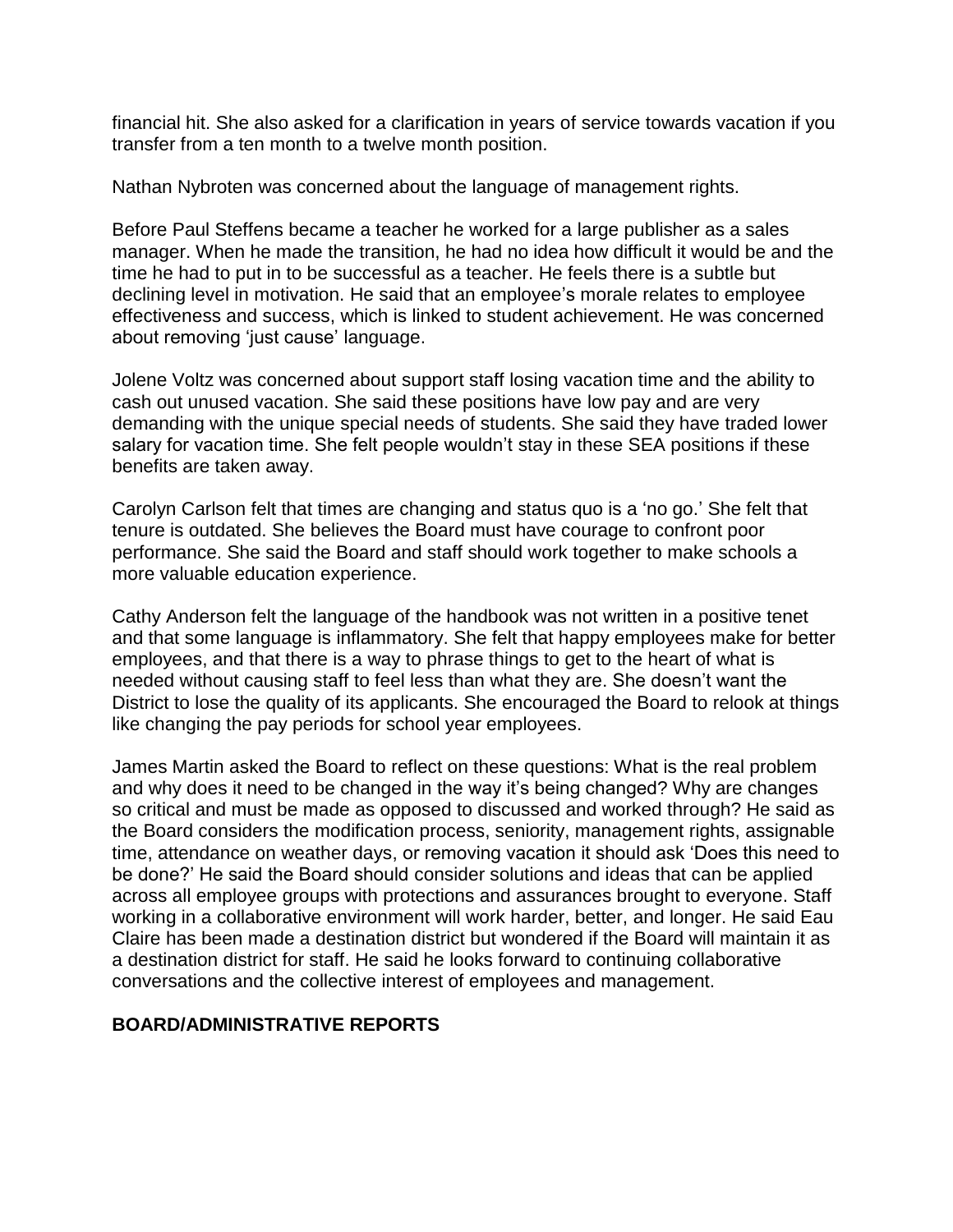financial hit. She also asked for a clarification in years of service towards vacation if you transfer from a ten month to a twelve month position.

Nathan Nybroten was concerned about the language of management rights.

Before Paul Steffens became a teacher he worked for a large publisher as a sales manager. When he made the transition, he had no idea how difficult it would be and the time he had to put in to be successful as a teacher. He feels there is a subtle but declining level in motivation. He said that an employee's morale relates to employee effectiveness and success, which is linked to student achievement. He was concerned about removing 'just cause' language.

Jolene Voltz was concerned about support staff losing vacation time and the ability to cash out unused vacation. She said these positions have low pay and are very demanding with the unique special needs of students. She said they have traded lower salary for vacation time. She felt people wouldn't stay in these SEA positions if these benefits are taken away.

Carolyn Carlson felt that times are changing and status quo is a 'no go.' She felt that tenure is outdated. She believes the Board must have courage to confront poor performance. She said the Board and staff should work together to make schools a more valuable education experience.

Cathy Anderson felt the language of the handbook was not written in a positive tenet and that some language is inflammatory. She felt that happy employees make for better employees, and that there is a way to phrase things to get to the heart of what is needed without causing staff to feel less than what they are. She doesn't want the District to lose the quality of its applicants. She encouraged the Board to relook at things like changing the pay periods for school year employees.

James Martin asked the Board to reflect on these questions: What is the real problem and why does it need to be changed in the way it's being changed? Why are changes so critical and must be made as opposed to discussed and worked through? He said as the Board considers the modification process, seniority, management rights, assignable time, attendance on weather days, or removing vacation it should ask 'Does this need to be done?' He said the Board should consider solutions and ideas that can be applied across all employee groups with protections and assurances brought to everyone. Staff working in a collaborative environment will work harder, better, and longer. He said Eau Claire has been made a destination district but wondered if the Board will maintain it as a destination district for staff. He said he looks forward to continuing collaborative conversations and the collective interest of employees and management.

**BOARD/ADMINISTRATIVE REPORTS**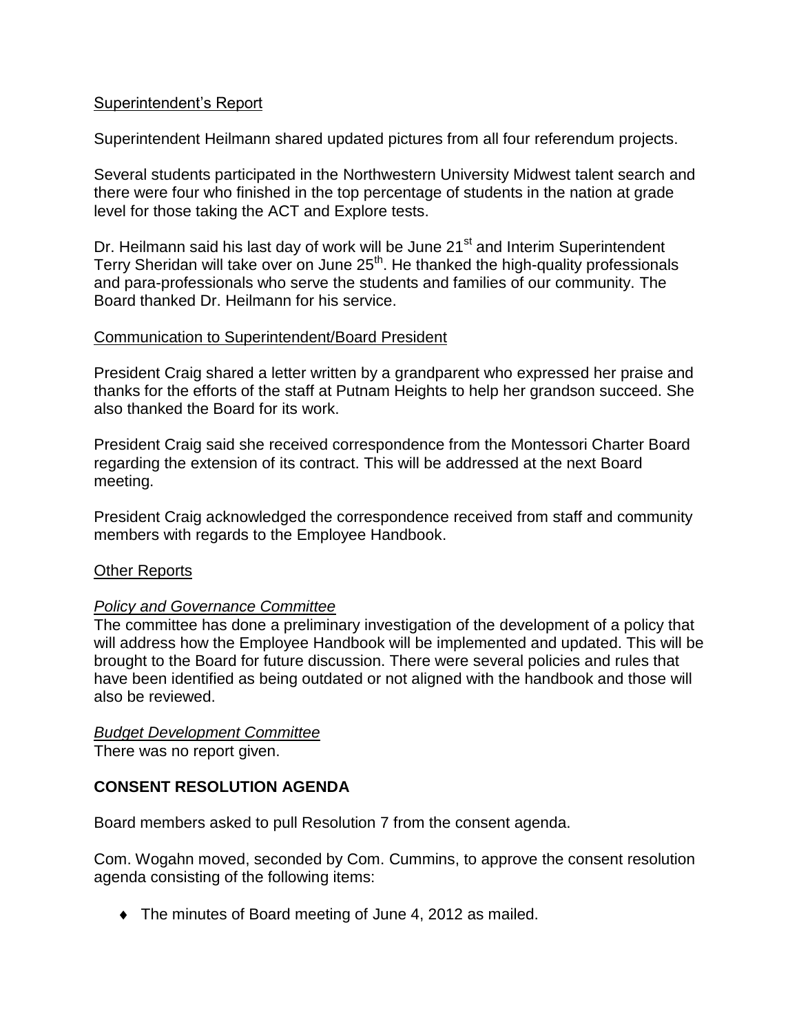Superintendent's Report

Superintendent Heilmann shared updated pictures from all four referendum projects.

Several students participated in the Northwestern University Midwest talent search and there were four who finished in the top percentage of students in the nation at grade level for those taking the ACT and Explore tests.

Dr. Heilmann said his last day of work will be June 21st and Interim Superintendent Terry Sheridan will take over on June 25th. He thanked the high-quality professionals and para-professionals who serve the students and families of our community. The Board thanked Dr. Heilmann for his service.

Communication to Superintendent/Board President

President Craig shared a letter written by a grandparent who expressed her praise and thanks for the efforts of the staff at Putnam Heights to help her grandson succeed. She also thanked the Board for its work.

President Craig said she received correspondence from the Montessori Charter Board regarding the extension of its contract. This will be addressed at the next Board meeting.

President Craig acknowledged the correspondence received from staff and community members with regards to the Employee Handbook.

Other Reports

*Policy and Governance Committee*
The committee has done a preliminary investigation of the development of a policy that will address how the Employee Handbook will be implemented and updated. This will be brought to the Board for future discussion. There were several policies and rules that have been identified as being outdated or not aligned with the handbook and those will also be reviewed.

*Budget Development Committee*
There was no report given.

**CONSENT RESOLUTION AGENDA**

Board members asked to pull Resolution 7 from the consent agenda.

Com. Wogahn moved, seconded by Com. Cummins, to approve the consent resolution agenda consisting of the following items:

- The minutes of Board meeting of June 4, 2012 as mailed.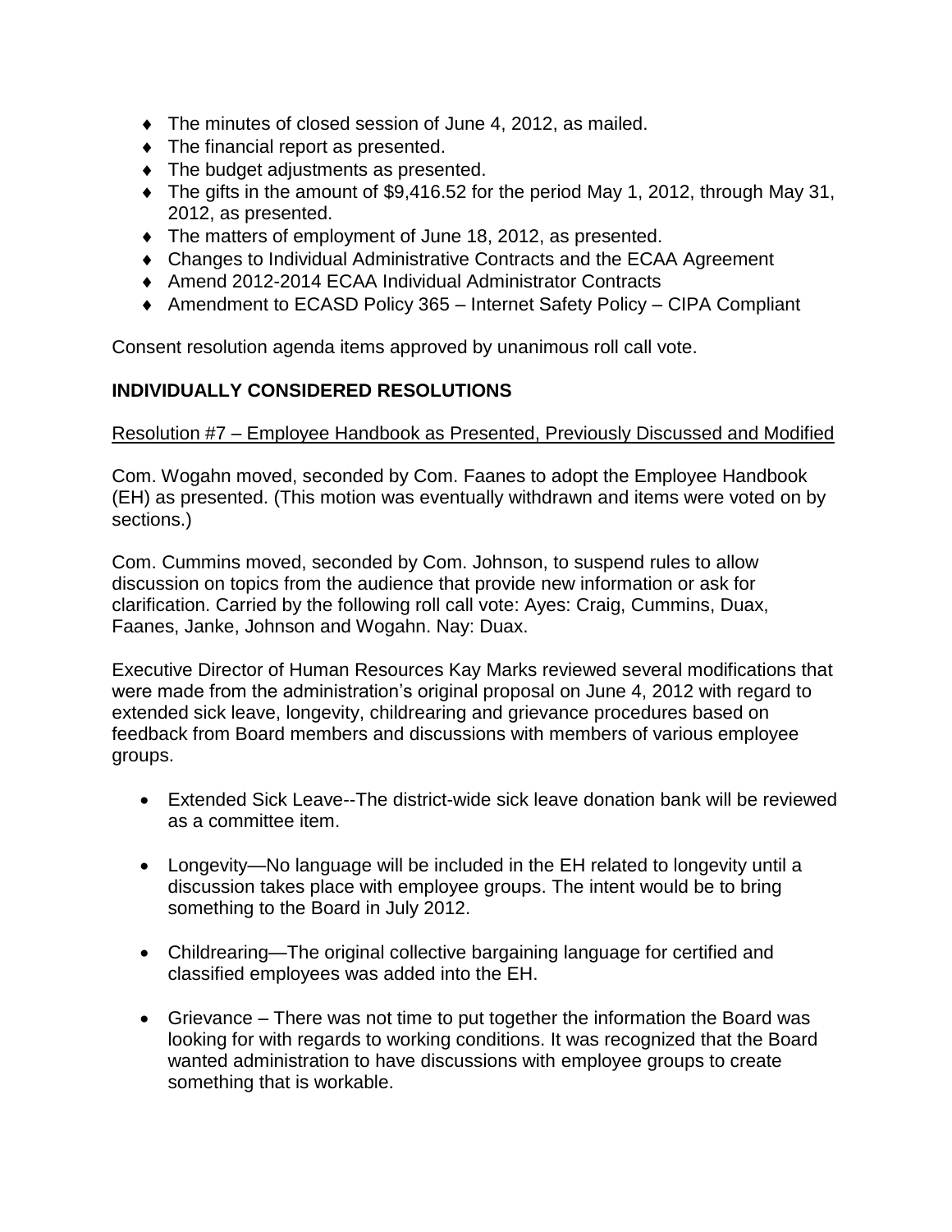- The minutes of closed session of June 4, 2012, as mailed.
- The financial report as presented.
- The budget adjustments as presented.
- The gifts in the amount of $9,416.52 for the period May 1, 2012, through May 31, 2012, as presented.
- The matters of employment of June 18, 2012, as presented.
- Changes to Individual Administrative Contracts and the ECAA Agreement
- Amend 2012-2014 ECAA Individual Administrator Contracts
- Amendment to ECASD Policy 365 – Internet Safety Policy – CIPA Compliant

Consent resolution agenda items approved by unanimous roll call vote.

## INDIVIDUALLY CONSIDERED RESOLUTIONS

Resolution #7 – Employee Handbook as Presented, Previously Discussed and Modified

Com. Wogahn moved, seconded by Com. Faanes to adopt the Employee Handbook (EH) as presented. (This motion was eventually withdrawn and items were voted on by sections.)

Com. Cummins moved, seconded by Com. Johnson, to suspend rules to allow discussion on topics from the audience that provide new information or ask for clarification. Carried by the following roll call vote: Ayes: Craig, Cummins, Duax, Faanes, Janke, Johnson and Wogahn. Nay: Duax.

Executive Director of Human Resources Kay Marks reviewed several modifications that were made from the administration's original proposal on June 4, 2012 with regard to extended sick leave, longevity, childrearing and grievance procedures based on feedback from Board members and discussions with members of various employee groups.

- Extended Sick Leave--The district-wide sick leave donation bank will be reviewed as a committee item.
- Longevity—No language will be included in the EH related to longevity until a discussion takes place with employee groups. The intent would be to bring something to the Board in July 2012.
- Childrearing—The original collective bargaining language for certified and classified employees was added into the EH.
- Grievance – There was not time to put together the information the Board was looking for with regards to working conditions. It was recognized that the Board wanted administration to have discussions with employee groups to create something that is workable.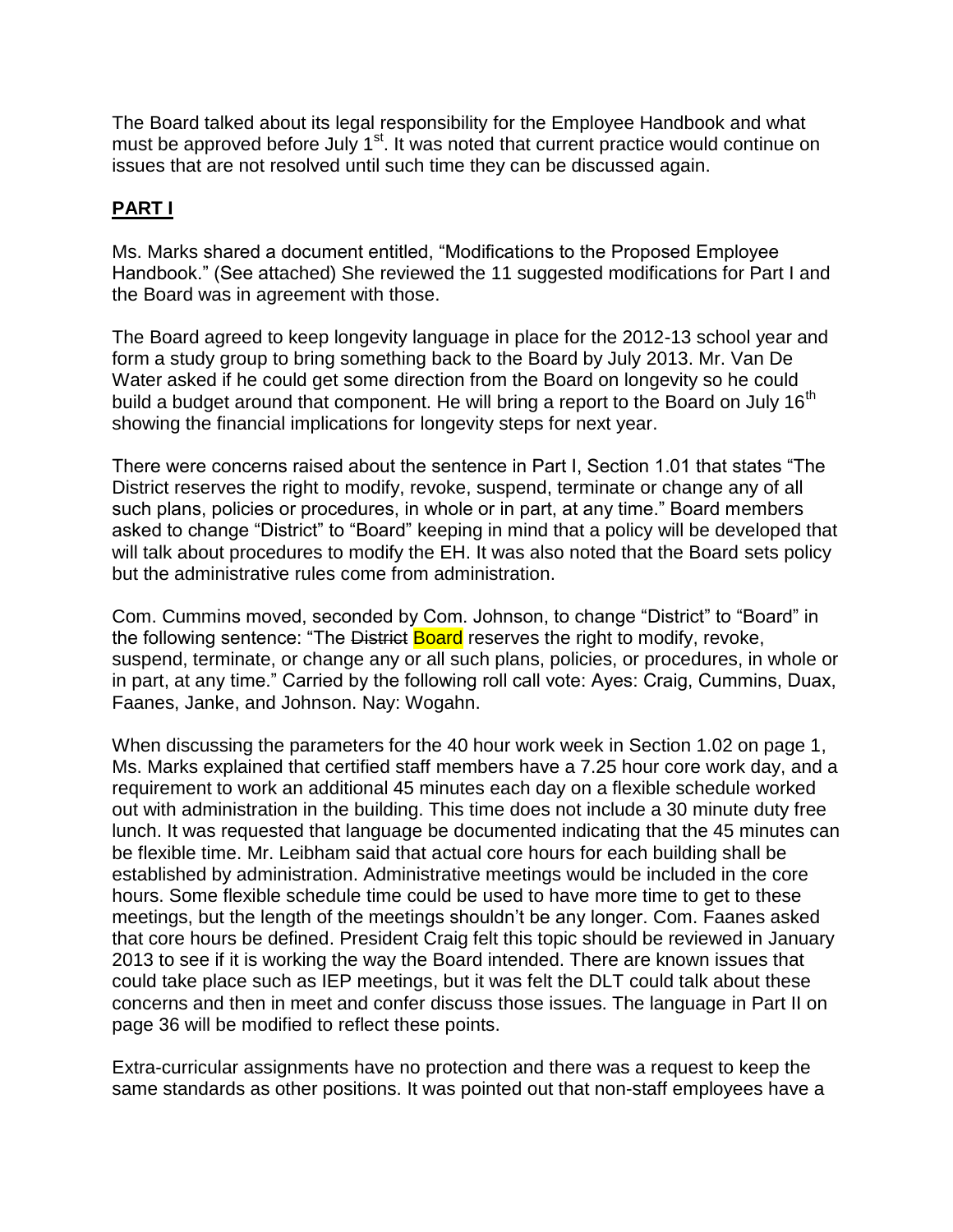The Board talked about its legal responsibility for the Employee Handbook and what must be approved before July 1st. It was noted that current practice would continue on issues that are not resolved until such time they can be discussed again.

## PART I

Ms. Marks shared a document entitled, "Modifications to the Proposed Employee Handbook." (See attached) She reviewed the 11 suggested modifications for Part I and the Board was in agreement with those.

The Board agreed to keep longevity language in place for the 2012-13 school year and form a study group to bring something back to the Board by July 2013. Mr. Van De Water asked if he could get some direction from the Board on longevity so he could build a budget around that component. He will bring a report to the Board on July 16th showing the financial implications for longevity steps for next year.

There were concerns raised about the sentence in Part I, Section 1.01 that states "The District reserves the right to modify, revoke, suspend, terminate or change any of all such plans, policies or procedures, in whole or in part, at any time." Board members asked to change "District" to "Board" keeping in mind that a policy will be developed that will talk about procedures to modify the EH. It was also noted that the Board sets policy but the administrative rules come from administration.

Com. Cummins moved, seconded by Com. Johnson, to change "District" to "Board" in the following sentence: "The ~~District~~ Board reserves the right to modify, revoke, suspend, terminate, or change any or all such plans, policies, or procedures, in whole or in part, at any time." Carried by the following roll call vote: Ayes: Craig, Cummins, Duax, Faanes, Janke, and Johnson. Nay: Wogahn.

When discussing the parameters for the 40 hour work week in Section 1.02 on page 1, Ms. Marks explained that certified staff members have a 7.25 hour core work day, and a requirement to work an additional 45 minutes each day on a flexible schedule worked out with administration in the building. This time does not include a 30 minute duty free lunch. It was requested that language be documented indicating that the 45 minutes can be flexible time. Mr. Leibham said that actual core hours for each building shall be established by administration. Administrative meetings would be included in the core hours. Some flexible schedule time could be used to have more time to get to these meetings, but the length of the meetings shouldn't be any longer. Com. Faanes asked that core hours be defined. President Craig felt this topic should be reviewed in January 2013 to see if it is working the way the Board intended. There are known issues that could take place such as IEP meetings, but it was felt the DLT could talk about these concerns and then in meet and confer discuss those issues. The language in Part II on page 36 will be modified to reflect these points.

Extra-curricular assignments have no protection and there was a request to keep the same standards as other positions. It was pointed out that non-staff employees have a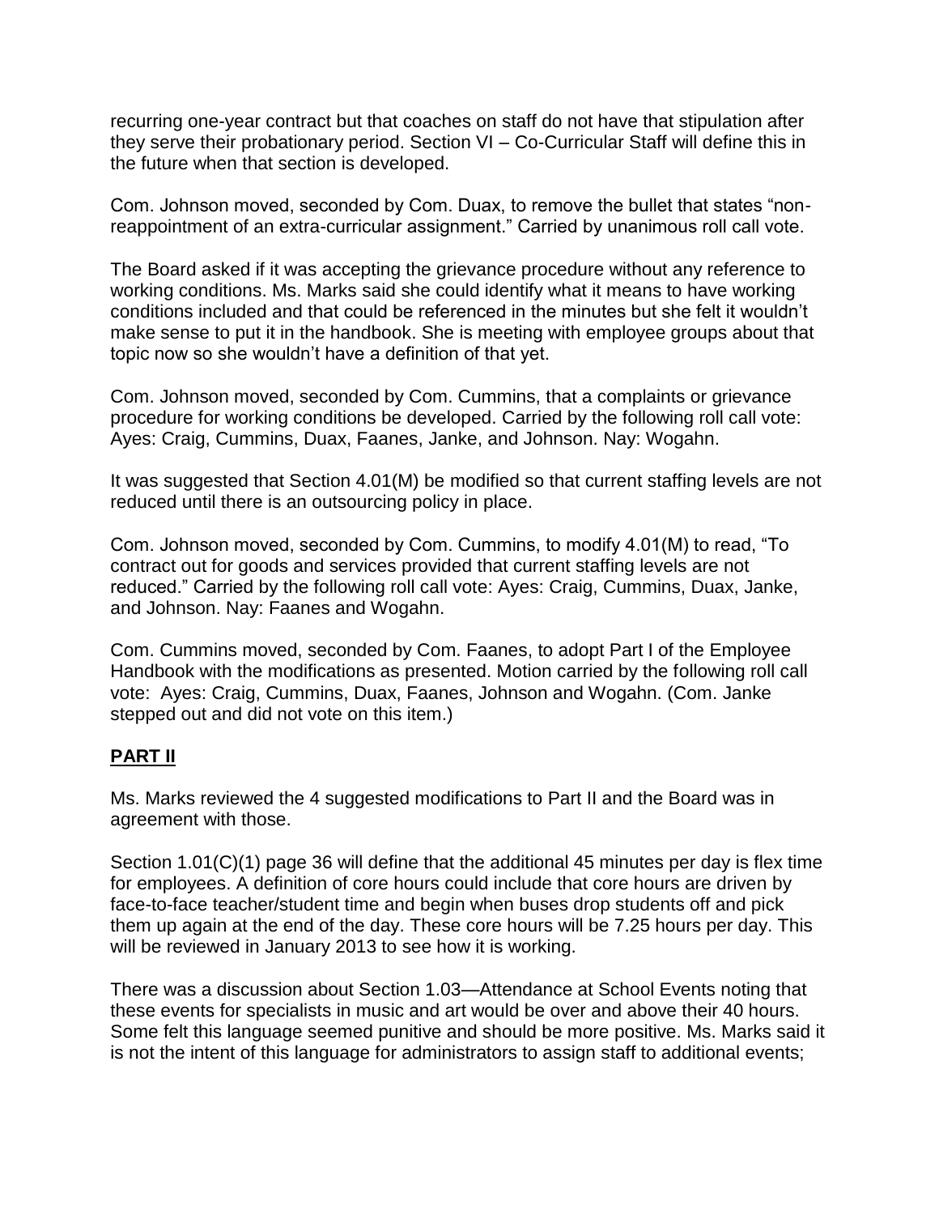recurring one-year contract but that coaches on staff do not have that stipulation after they serve their probationary period. Section VI – Co-Curricular Staff will define this in the future when that section is developed.

Com. Johnson moved, seconded by Com. Duax, to remove the bullet that states "non-reappointment of an extra-curricular assignment." Carried by unanimous roll call vote.

The Board asked if it was accepting the grievance procedure without any reference to working conditions. Ms. Marks said she could identify what it means to have working conditions included and that could be referenced in the minutes but she felt it wouldn't make sense to put it in the handbook. She is meeting with employee groups about that topic now so she wouldn't have a definition of that yet.

Com. Johnson moved, seconded by Com. Cummins, that a complaints or grievance procedure for working conditions be developed. Carried by the following roll call vote: Ayes: Craig, Cummins, Duax, Faanes, Janke, and Johnson. Nay: Wogahn.

It was suggested that Section 4.01(M) be modified so that current staffing levels are not reduced until there is an outsourcing policy in place.

Com. Johnson moved, seconded by Com. Cummins, to modify 4.01(M) to read, "To contract out for goods and services provided that current staffing levels are not reduced." Carried by the following roll call vote: Ayes: Craig, Cummins, Duax, Janke, and Johnson. Nay: Faanes and Wogahn.

Com. Cummins moved, seconded by Com. Faanes, to adopt Part I of the Employee Handbook with the modifications as presented. Motion carried by the following roll call vote: Ayes: Craig, Cummins, Duax, Faanes, Johnson and Wogahn. (Com. Janke stepped out and did not vote on this item.)

## PART II

Ms. Marks reviewed the 4 suggested modifications to Part II and the Board was in agreement with those.

Section 1.01(C)(1) page 36 will define that the additional 45 minutes per day is flex time for employees. A definition of core hours could include that core hours are driven by face-to-face teacher/student time and begin when buses drop students off and pick them up again at the end of the day. These core hours will be 7.25 hours per day. This will be reviewed in January 2013 to see how it is working.

There was a discussion about Section 1.03—Attendance at School Events noting that these events for specialists in music and art would be over and above their 40 hours. Some felt this language seemed punitive and should be more positive. Ms. Marks said it is not the intent of this language for administrators to assign staff to additional events;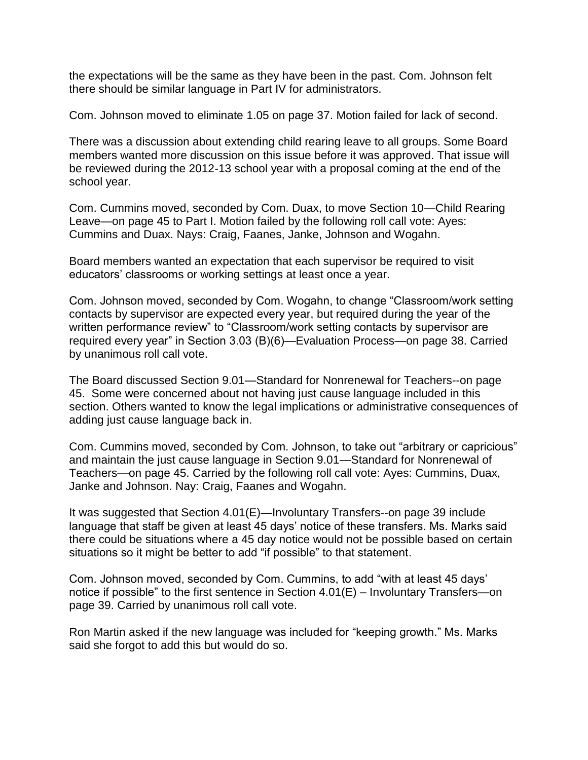the expectations will be the same as they have been in the past. Com. Johnson felt there should be similar language in Part IV for administrators.

Com. Johnson moved to eliminate 1.05 on page 37. Motion failed for lack of second.

There was a discussion about extending child rearing leave to all groups. Some Board members wanted more discussion on this issue before it was approved. That issue will be reviewed during the 2012-13 school year with a proposal coming at the end of the school year.

Com. Cummins moved, seconded by Com. Duax, to move Section 10—Child Rearing Leave—on page 45 to Part I. Motion failed by the following roll call vote: Ayes: Cummins and Duax. Nays: Craig, Faanes, Janke, Johnson and Wogahn.

Board members wanted an expectation that each supervisor be required to visit educators' classrooms or working settings at least once a year.

Com. Johnson moved, seconded by Com. Wogahn, to change "Classroom/work setting contacts by supervisor are expected every year, but required during the year of the written performance review" to "Classroom/work setting contacts by supervisor are required every year" in Section 3.03 (B)(6)—Evaluation Process—on page 38. Carried by unanimous roll call vote.

The Board discussed Section 9.01—Standard for Nonrenewal for Teachers--on page 45. Some were concerned about not having just cause language included in this section. Others wanted to know the legal implications or administrative consequences of adding just cause language back in.

Com. Cummins moved, seconded by Com. Johnson, to take out "arbitrary or capricious" and maintain the just cause language in Section 9.01—Standard for Nonrenewal of Teachers—on page 45. Carried by the following roll call vote: Ayes: Cummins, Duax, Janke and Johnson. Nay: Craig, Faanes and Wogahn.

It was suggested that Section 4.01(E)—Involuntary Transfers--on page 39 include language that staff be given at least 45 days' notice of these transfers. Ms. Marks said there could be situations where a 45 day notice would not be possible based on certain situations so it might be better to add "if possible" to that statement.

Com. Johnson moved, seconded by Com. Cummins, to add "with at least 45 days' notice if possible" to the first sentence in Section 4.01(E) – Involuntary Transfers—on page 39. Carried by unanimous roll call vote.

Ron Martin asked if the new language was included for "keeping growth." Ms. Marks said she forgot to add this but would do so.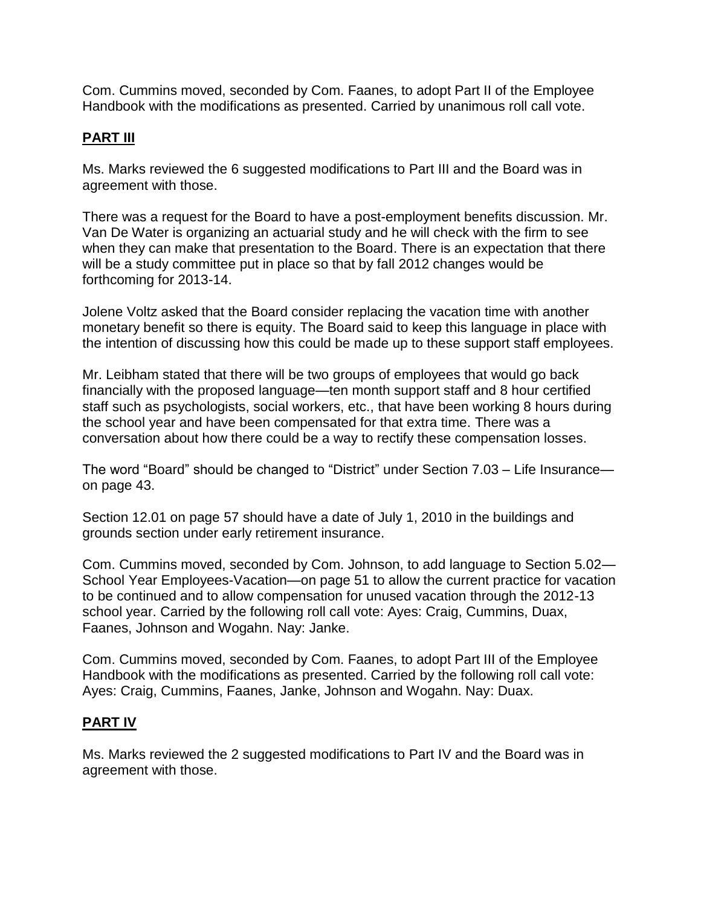Com. Cummins moved, seconded by Com. Faanes, to adopt Part II of the Employee Handbook with the modifications as presented. Carried by unanimous roll call vote.

## **PART III**

Ms. Marks reviewed the 6 suggested modifications to Part III and the Board was in agreement with those.

There was a request for the Board to have a post-employment benefits discussion. Mr. Van De Water is organizing an actuarial study and he will check with the firm to see when they can make that presentation to the Board. There is an expectation that there will be a study committee put in place so that by fall 2012 changes would be forthcoming for 2013-14.

Jolene Voltz asked that the Board consider replacing the vacation time with another monetary benefit so there is equity. The Board said to keep this language in place with the intention of discussing how this could be made up to these support staff employees.

Mr. Leibham stated that there will be two groups of employees that would go back financially with the proposed language—ten month support staff and 8 hour certified staff such as psychologists, social workers, etc., that have been working 8 hours during the school year and have been compensated for that extra time. There was a conversation about how there could be a way to rectify these compensation losses.

The word "Board" should be changed to "District" under Section 7.03 – Life Insurance—on page 43.

Section 12.01 on page 57 should have a date of July 1, 2010 in the buildings and grounds section under early retirement insurance.

Com. Cummins moved, seconded by Com. Johnson, to add language to Section 5.02—School Year Employees-Vacation—on page 51 to allow the current practice for vacation to be continued and to allow compensation for unused vacation through the 2012-13 school year. Carried by the following roll call vote: Ayes: Craig, Cummins, Duax, Faanes, Johnson and Wogahn. Nay: Janke.

Com. Cummins moved, seconded by Com. Faanes, to adopt Part III of the Employee Handbook with the modifications as presented. Carried by the following roll call vote: Ayes: Craig, Cummins, Faanes, Janke, Johnson and Wogahn. Nay: Duax.

## **PART IV**

Ms. Marks reviewed the 2 suggested modifications to Part IV and the Board was in agreement with those.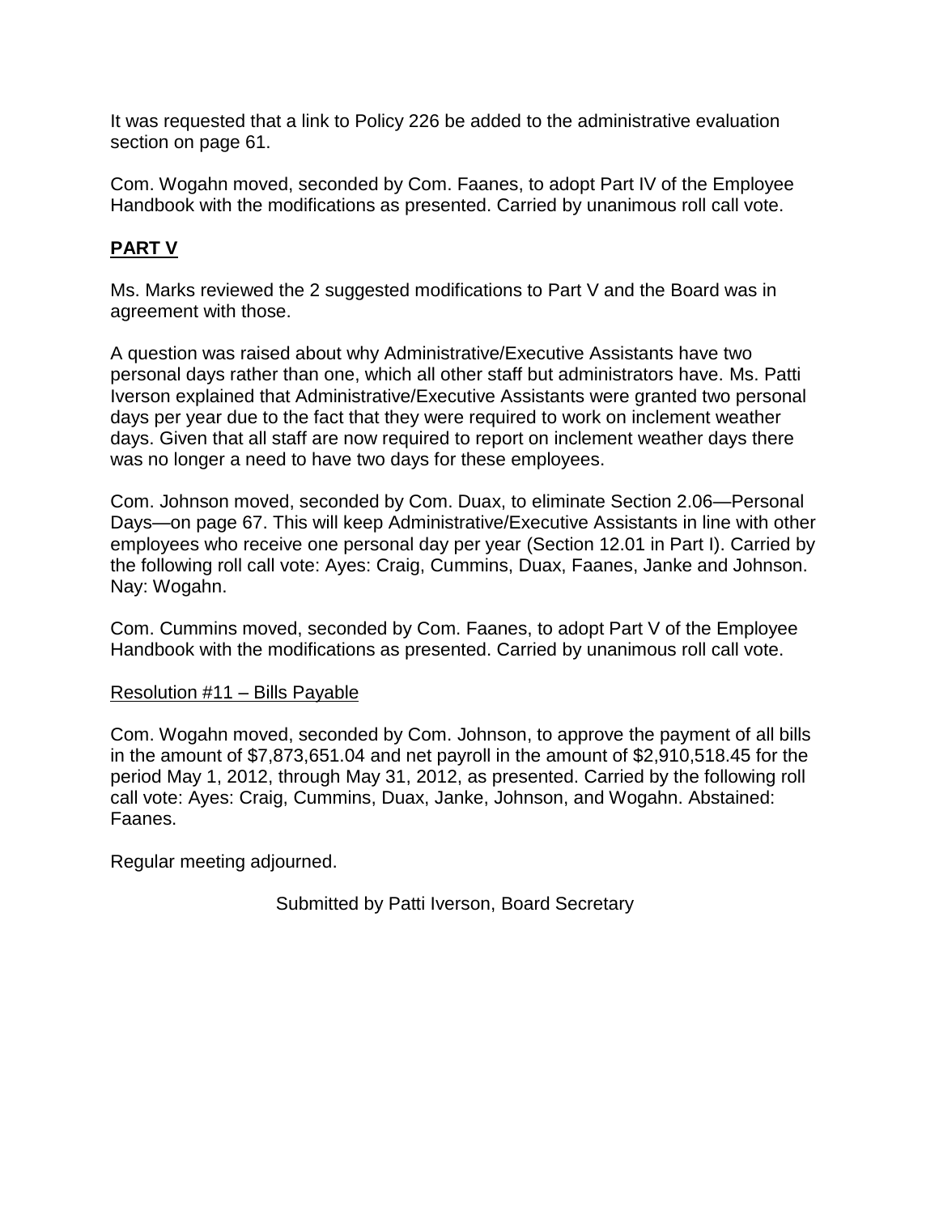It was requested that a link to Policy 226 be added to the administrative evaluation section on page 61.

Com. Wogahn moved, seconded by Com. Faanes, to adopt Part IV of the Employee Handbook with the modifications as presented. Carried by unanimous roll call vote.

## **PART V**

Ms. Marks reviewed the 2 suggested modifications to Part V and the Board was in agreement with those.

A question was raised about why Administrative/Executive Assistants have two personal days rather than one, which all other staff but administrators have. Ms. Patti Iverson explained that Administrative/Executive Assistants were granted two personal days per year due to the fact that they were required to work on inclement weather days. Given that all staff are now required to report on inclement weather days there was no longer a need to have two days for these employees.

Com. Johnson moved, seconded by Com. Duax, to eliminate Section 2.06—Personal Days—on page 67. This will keep Administrative/Executive Assistants in line with other employees who receive one personal day per year (Section 12.01 in Part I). Carried by the following roll call vote: Ayes: Craig, Cummins, Duax, Faanes, Janke and Johnson. Nay: Wogahn.

Com. Cummins moved, seconded by Com. Faanes, to adopt Part V of the Employee Handbook with the modifications as presented. Carried by unanimous roll call vote.

<u>Resolution #11 – Bills Payable</u>

Com. Wogahn moved, seconded by Com. Johnson, to approve the payment of all bills in the amount of $7,873,651.04 and net payroll in the amount of $2,910,518.45 for the period May 1, 2012, through May 31, 2012, as presented. Carried by the following roll call vote: Ayes: Craig, Cummins, Duax, Janke, Johnson, and Wogahn. Abstained: Faanes.

Regular meeting adjourned.

Submitted by Patti Iverson, Board Secretary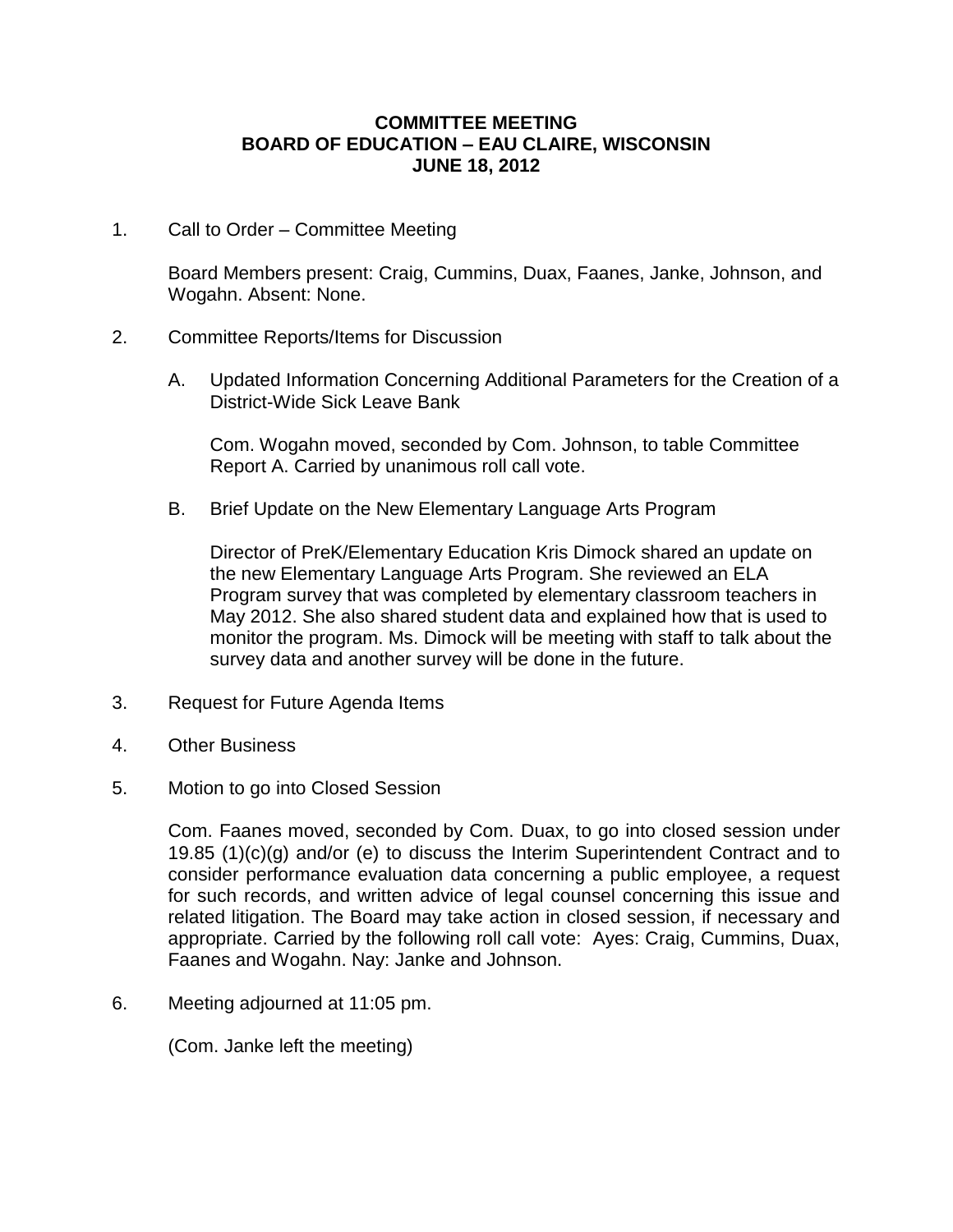# COMMITTEE MEETING
# BOARD OF EDUCATION – EAU CLAIRE, WISCONSIN
# JUNE 18, 2012

1. Call to Order – Committee Meeting

   Board Members present: Craig, Cummins, Duax, Faanes, Janke, Johnson, and Wogahn. Absent: None.

2. Committee Reports/Items for Discussion

   A. Updated Information Concerning Additional Parameters for the Creation of a District-Wide Sick Leave Bank

      Com. Wogahn moved, seconded by Com. Johnson, to table Committee Report A. Carried by unanimous roll call vote.

   B. Brief Update on the New Elementary Language Arts Program

      Director of PreK/Elementary Education Kris Dimock shared an update on the new Elementary Language Arts Program. She reviewed an ELA Program survey that was completed by elementary classroom teachers in May 2012. She also shared student data and explained how that is used to monitor the program. Ms. Dimock will be meeting with staff to talk about the survey data and another survey will be done in the future.

3. Request for Future Agenda Items

4. Other Business

5. Motion to go into Closed Session

   Com. Faanes moved, seconded by Com. Duax, to go into closed session under 19.85 (1)(c)(g) and/or (e) to discuss the Interim Superintendent Contract and to consider performance evaluation data concerning a public employee, a request for such records, and written advice of legal counsel concerning this issue and related litigation. The Board may take action in closed session, if necessary and appropriate. Carried by the following roll call vote: Ayes: Craig, Cummins, Duax, Faanes and Wogahn. Nay: Janke and Johnson.

6. Meeting adjourned at 11:05 pm.

   (Com. Janke left the meeting)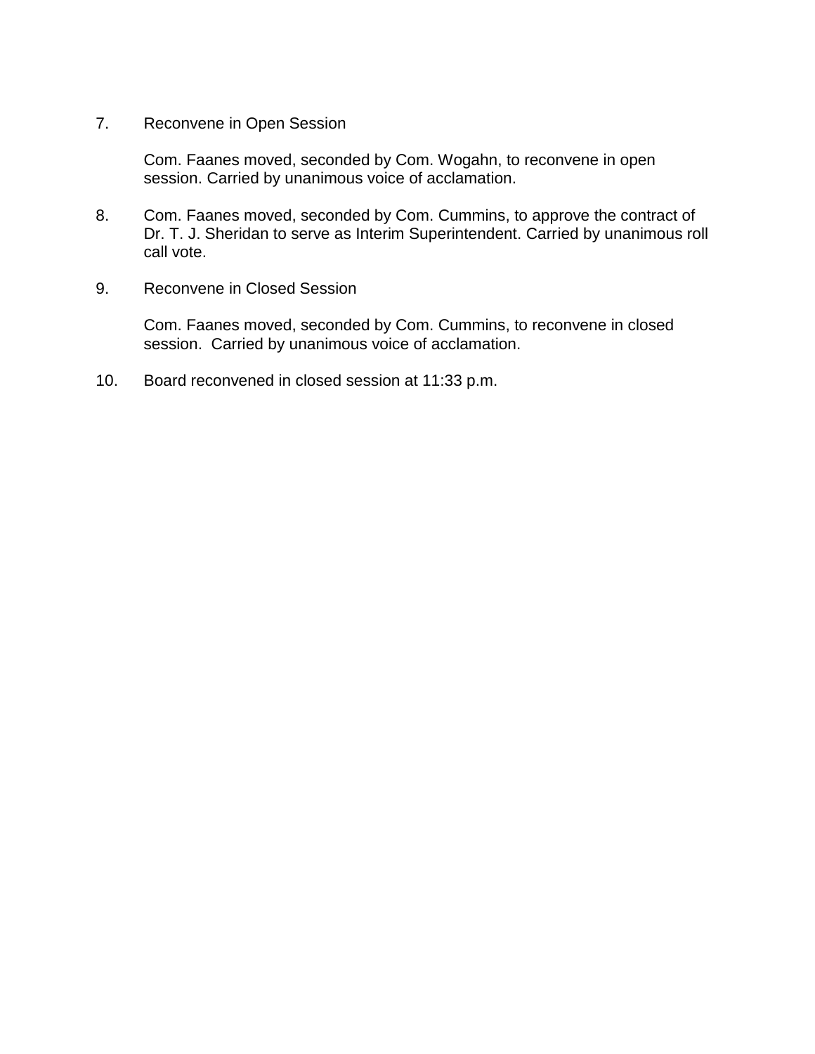7. Reconvene in Open Session

   Com. Faanes moved, seconded by Com. Wogahn, to reconvene in open session. Carried by unanimous voice of acclamation.

8. Com. Faanes moved, seconded by Com. Cummins, to approve the contract of Dr. T. J. Sheridan to serve as Interim Superintendent. Carried by unanimous roll call vote.

9. Reconvene in Closed Session

   Com. Faanes moved, seconded by Com. Cummins, to reconvene in closed session. Carried by unanimous voice of acclamation.

10. Board reconvened in closed session at 11:33 p.m.